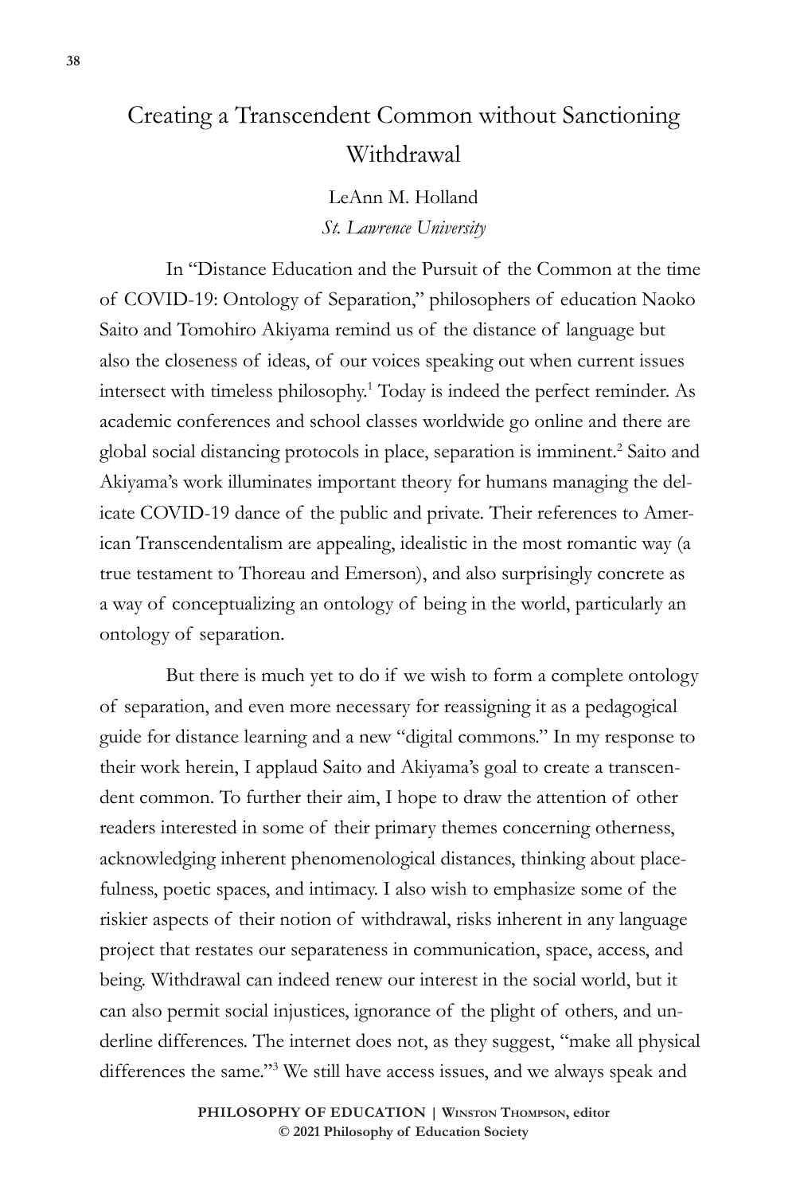# Creating a Transcendent Common without Sanctioning Withdrawal

LeAnn M. Holland
*St. Lawrence University*

In "Distance Education and the Pursuit of the Common at the time of COVID-19: Ontology of Separation," philosophers of education Naoko Saito and Tomohiro Akiyama remind us of the distance of language but also the closeness of ideas, of our voices speaking out when current issues intersect with timeless philosophy.[1] Today is indeed the perfect reminder. As academic conferences and school classes worldwide go online and there are global social distancing protocols in place, separation is imminent.[2] Saito and Akiyama's work illuminates important theory for humans managing the delicate COVID-19 dance of the public and private. Their references to American Transcendentalism are appealing, idealistic in the most romantic way (a true testament to Thoreau and Emerson), and also surprisingly concrete as a way of conceptualizing an ontology of being in the world, particularly an ontology of separation.

But there is much yet to do if we wish to form a complete ontology of separation, and even more necessary for reassigning it as a pedagogical guide for distance learning and a new "digital commons." In my response to their work herein, I applaud Saito and Akiyama's goal to create a transcendent common. To further their aim, I hope to draw the attention of other readers interested in some of their primary themes concerning otherness, acknowledging inherent phenomenological distances, thinking about placefulness, poetic spaces, and intimacy. I also wish to emphasize some of the riskier aspects of their notion of withdrawal, risks inherent in any language project that restates our separateness in communication, space, access, and being. Withdrawal can indeed renew our interest in the social world, but it can also permit social injustices, ignorance of the plight of others, and underline differences. The internet does not, as they suggest, "make all physical differences the same."[3] We still have access issues, and we always speak and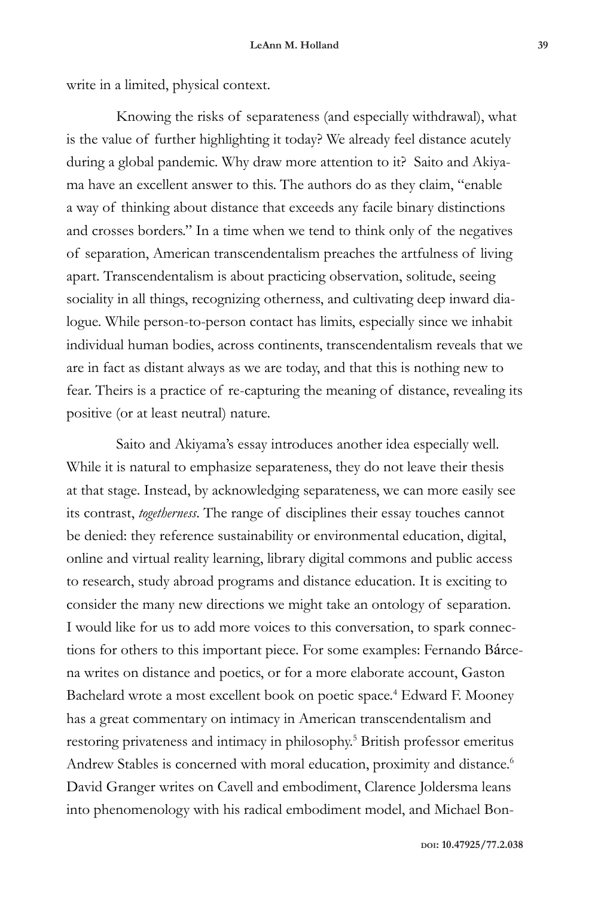write in a limited, physical context.

Knowing the risks of separateness (and especially withdrawal), what is the value of further highlighting it today? We already feel distance acutely during a global pandemic. Why draw more attention to it? Saito and Akiyama have an excellent answer to this. The authors do as they claim, "enable a way of thinking about distance that exceeds any facile binary distinctions and crosses borders." In a time when we tend to think only of the negatives of separation, American transcendentalism preaches the artfulness of living apart. Transcendentalism is about practicing observation, solitude, seeing sociality in all things, recognizing otherness, and cultivating deep inward dialogue. While person-to-person contact has limits, especially since we inhabit individual human bodies, across continents, transcendentalism reveals that we are in fact as distant always as we are today, and that this is nothing new to fear. Theirs is a practice of re-capturing the meaning of distance, revealing its positive (or at least neutral) nature.

Saito and Akiyama's essay introduces another idea especially well. While it is natural to emphasize separateness, they do not leave their thesis at that stage. Instead, by acknowledging separateness, we can more easily see its contrast, *togetherness*. The range of disciplines their essay touches cannot be denied: they reference sustainability or environmental education, digital, online and virtual reality learning, library digital commons and public access to research, study abroad programs and distance education. It is exciting to consider the many new directions we might take an ontology of separation. I would like for us to add more voices to this conversation, to spark connections for others to this important piece. For some examples: Fernando Bárcena writes on distance and poetics, or for a more elaborate account, Gaston Bachelard wrote a most excellent book on poetic space.[4] Edward F. Mooney has a great commentary on intimacy in American transcendentalism and restoring privateness and intimacy in philosophy.[5] British professor emeritus Andrew Stables is concerned with moral education, proximity and distance.[6] David Granger writes on Cavell and embodiment, Clarence Joldersma leans into phenomenology with his radical embodiment model, and Michael Bon-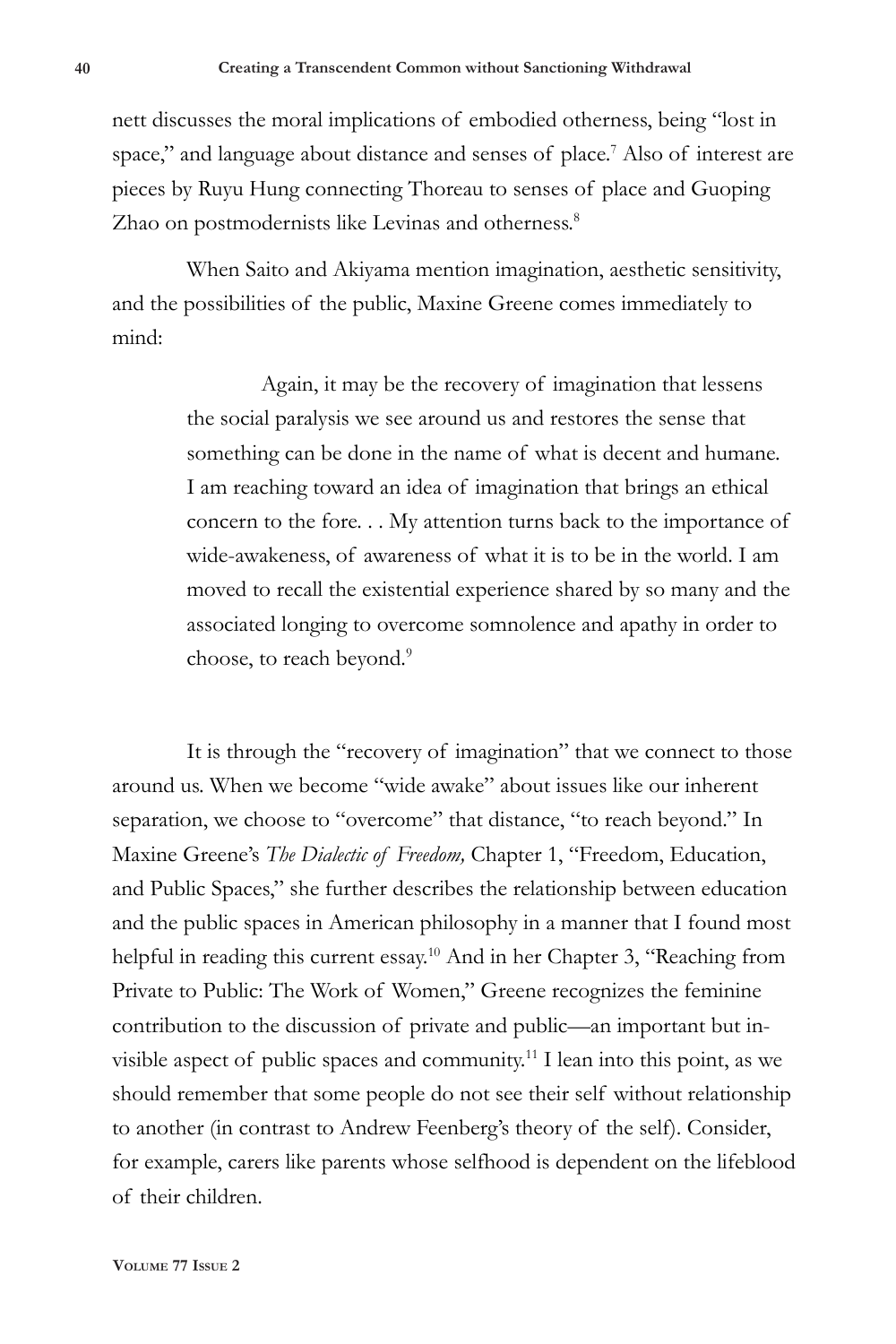nett discusses the moral implications of embodied otherness, being "lost in space," and language about distance and senses of place.[7] Also of interest are pieces by Ruyu Hung connecting Thoreau to senses of place and Guoping Zhao on postmodernists like Levinas and otherness.[8]

When Saito and Akiyama mention imagination, aesthetic sensitivity, and the possibilities of the public, Maxine Greene comes immediately to mind:

> Again, it may be the recovery of imagination that lessens the social paralysis we see around us and restores the sense that something can be done in the name of what is decent and humane. I am reaching toward an idea of imagination that brings an ethical concern to the fore. . . My attention turns back to the importance of wide-awakeness, of awareness of what it is to be in the world. I am moved to recall the existential experience shared by so many and the associated longing to overcome somnolence and apathy in order to choose, to reach beyond.[9]

It is through the "recovery of imagination" that we connect to those around us. When we become "wide awake" about issues like our inherent separation, we choose to "overcome" that distance, "to reach beyond." In Maxine Greene's *The Dialectic of Freedom,* Chapter 1, "Freedom, Education, and Public Spaces," she further describes the relationship between education and the public spaces in American philosophy in a manner that I found most helpful in reading this current essay.[10] And in her Chapter 3, "Reaching from Private to Public: The Work of Women," Greene recognizes the feminine contribution to the discussion of private and public—an important but invisible aspect of public spaces and community.[11] I lean into this point, as we should remember that some people do not see their self without relationship to another (in contrast to Andrew Feenberg's theory of the self). Consider, for example, carers like parents whose selfhood is dependent on the lifeblood of their children.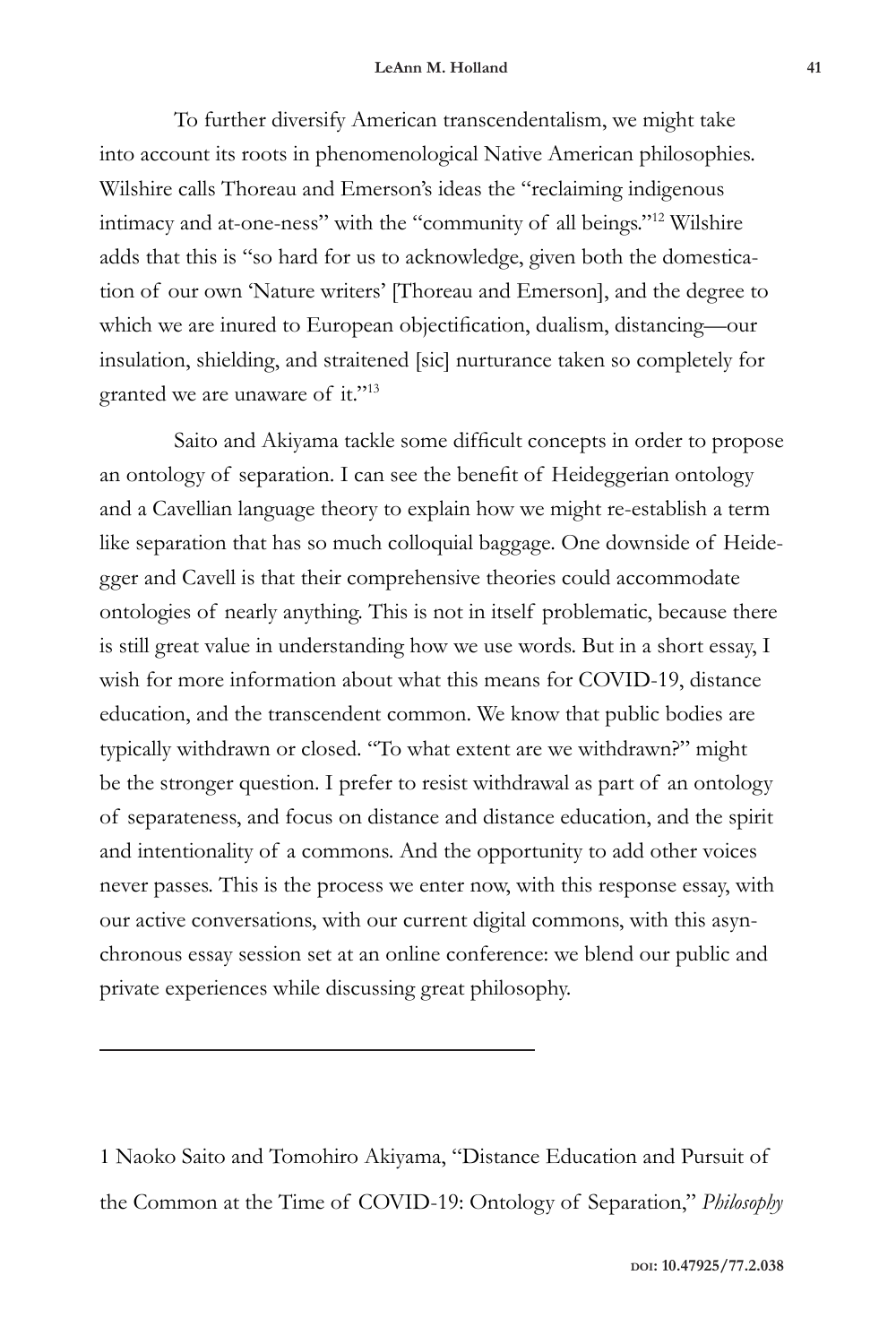To further diversify American transcendentalism, we might take into account its roots in phenomenological Native American philosophies. Wilshire calls Thoreau and Emerson's ideas the "reclaiming indigenous intimacy and at-one-ness" with the "community of all beings."[12] Wilshire adds that this is "so hard for us to acknowledge, given both the domestication of our own 'Nature writers' [Thoreau and Emerson], and the degree to which we are inured to European objectification, dualism, distancing—our insulation, shielding, and straitened [sic] nurturance taken so completely for granted we are unaware of it."[13]

Saito and Akiyama tackle some difficult concepts in order to propose an ontology of separation. I can see the benefit of Heideggerian ontology and a Cavellian language theory to explain how we might re-establish a term like separation that has so much colloquial baggage. One downside of Heidegger and Cavell is that their comprehensive theories could accommodate ontologies of nearly anything. This is not in itself problematic, because there is still great value in understanding how we use words. But in a short essay, I wish for more information about what this means for COVID-19, distance education, and the transcendent common. We know that public bodies are typically withdrawn or closed. "To what extent are we withdrawn?" might be the stronger question. I prefer to resist withdrawal as part of an ontology of separateness, and focus on distance and distance education, and the spirit and intentionality of a commons. And the opportunity to add other voices never passes. This is the process we enter now, with this response essay, with our active conversations, with our current digital commons, with this asynchronous essay session set at an online conference: we blend our public and private experiences while discussing great philosophy.

---

1 Naoko Saito and Tomohiro Akiyama, "Distance Education and Pursuit of the Common at the Time of COVID-19: Ontology of Separation," *Philosophy*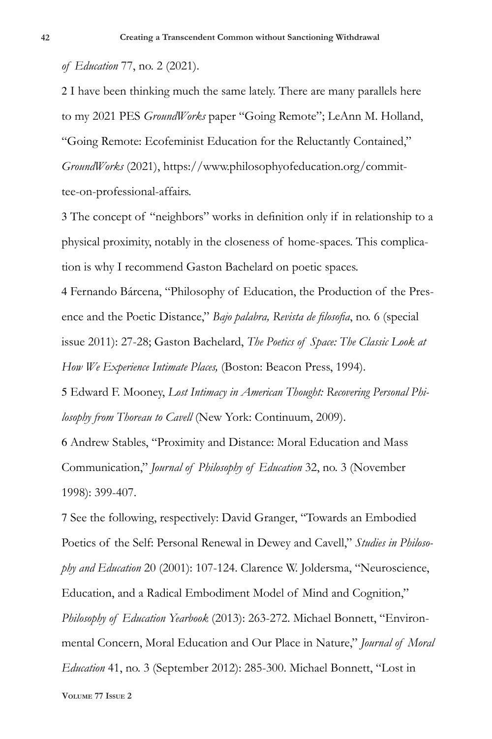*of Education* 77, no. 2 (2021).

2 I have been thinking much the same lately. There are many parallels here to my 2021 PES *GroundWorks* paper "Going Remote"; LeAnn M. Holland, "Going Remote: Ecofeminist Education for the Reluctantly Contained," *GroundWorks* (2021), https://www.philosophyofeducation.org/committee-on-professional-affairs.

3 The concept of "neighbors" works in definition only if in relationship to a physical proximity, notably in the closeness of home-spaces. This complication is why I recommend Gaston Bachelard on poetic spaces.

4 Fernando Bárcena, "Philosophy of Education, the Production of the Presence and the Poetic Distance," *Bajo palabra, Revista de filosofia*, no. 6 (special issue 2011): 27-28; Gaston Bachelard, *The Poetics of Space: The Classic Look at How We Experience Intimate Places,* (Boston: Beacon Press, 1994).

5 Edward F. Mooney, *Lost Intimacy in American Thought: Recovering Personal Philosophy from Thoreau to Cavell* (New York: Continuum, 2009).

6 Andrew Stables, "Proximity and Distance: Moral Education and Mass Communication," *Journal of Philosophy of Education* 32, no. 3 (November 1998): 399-407.

7 See the following, respectively: David Granger, "Towards an Embodied Poetics of the Self: Personal Renewal in Dewey and Cavell," *Studies in Philosophy and Education* 20 (2001): 107-124. Clarence W. Joldersma, "Neuroscience, Education, and a Radical Embodiment Model of Mind and Cognition," *Philosophy of Education Yearbook* (2013): 263-272. Michael Bonnett, "Environmental Concern, Moral Education and Our Place in Nature," *Journal of Moral Education* 41, no. 3 (September 2012): 285-300. Michael Bonnett, "Lost in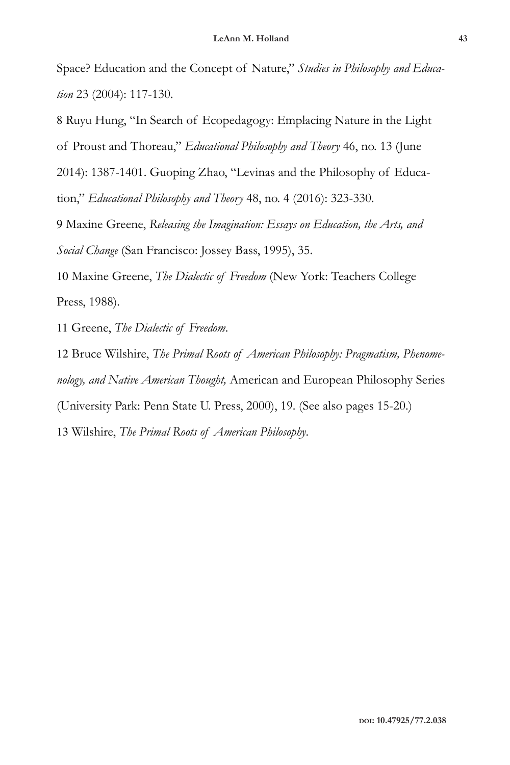Space? Education and the Concept of Nature," *Studies in Philosophy and Education* 23 (2004): 117-130.

8 Ruyu Hung, "In Search of Ecopedagogy: Emplacing Nature in the Light of Proust and Thoreau," *Educational Philosophy and Theory* 46, no. 13 (June 2014): 1387-1401. Guoping Zhao, "Levinas and the Philosophy of Education," *Educational Philosophy and Theory* 48, no. 4 (2016): 323-330.

9 Maxine Greene, *Releasing the Imagination: Essays on Education, the Arts, and Social Change* (San Francisco: Jossey Bass, 1995), 35.

10 Maxine Greene, *The Dialectic of Freedom* (New York: Teachers College Press, 1988).

11 Greene, *The Dialectic of Freedom*.

12 Bruce Wilshire, *The Primal Roots of American Philosophy: Pragmatism, Phenomenology, and Native American Thought,* American and European Philosophy Series (University Park: Penn State U. Press, 2000), 19. (See also pages 15-20.)

13 Wilshire, *The Primal Roots of American Philosophy*.